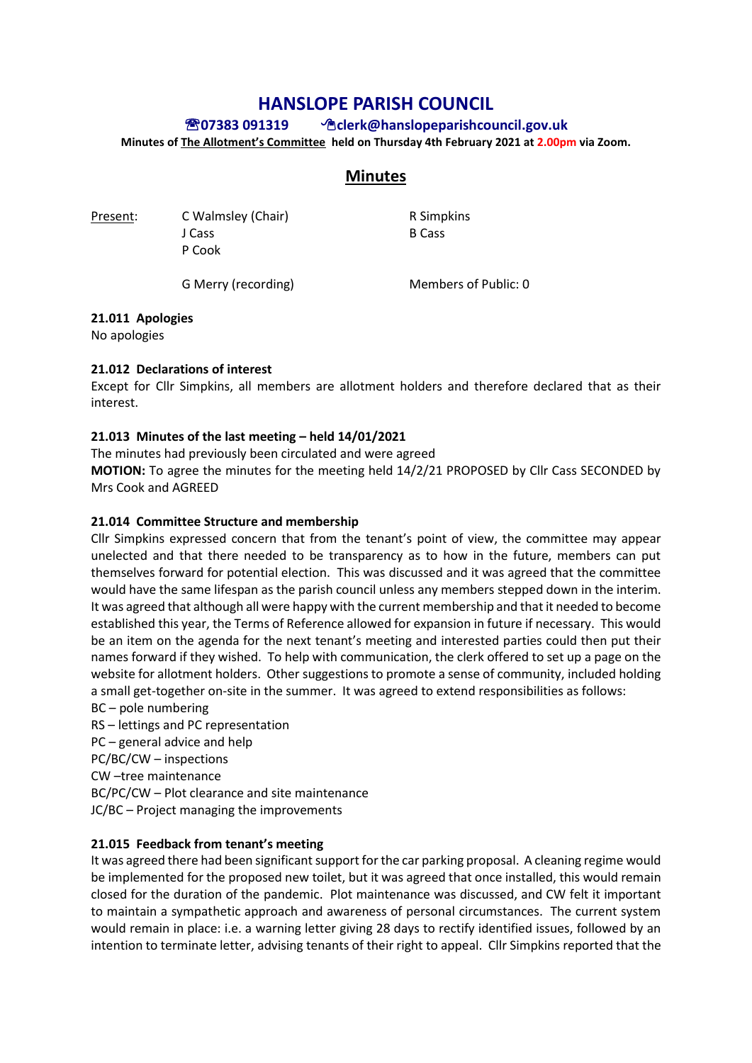# HANSLOPE PARISH COUNCIL

**☎07383 091319 ✉clerk@hanslopeparishcouncil.gov.uk**

**Minutes of The Allotment's Committee held on Thursday 4th February 2021 at 2.00pm via Zoom.**

## Minutes

| Present: | C Walmsley (Chair) | R Simpkins |
|---|---|---|
| | J Cass | B Cass |
| | P Cook | |
| | G Merry (recording) | Members of Public: 0 |

**21.011 Apologies**

No apologies

**21.012 Declarations of interest**

Except for Cllr Simpkins, all members are allotment holders and therefore declared that as their interest.

**21.013 Minutes of the last meeting – held 14/01/2021**

The minutes had previously been circulated and were agreed

**MOTION:** To agree the minutes for the meeting held 14/2/21 PROPOSED by Cllr Cass SECONDED by Mrs Cook and AGREED

**21.014 Committee Structure and membership**

Cllr Simpkins expressed concern that from the tenant's point of view, the committee may appear unelected and that there needed to be transparency as to how in the future, members can put themselves forward for potential election. This was discussed and it was agreed that the committee would have the same lifespan as the parish council unless any members stepped down in the interim. It was agreed that although all were happy with the current membership and that it needed to become established this year, the Terms of Reference allowed for expansion in future if necessary. This would be an item on the agenda for the next tenant's meeting and interested parties could then put their names forward if they wished. To help with communication, the clerk offered to set up a page on the website for allotment holders. Other suggestions to promote a sense of community, included holding a small get-together on-site in the summer. It was agreed to extend responsibilities as follows:

BC – pole numbering
RS – lettings and PC representation
PC – general advice and help
PC/BC/CW – inspections
CW –tree maintenance
BC/PC/CW – Plot clearance and site maintenance
JC/BC – Project managing the improvements

**21.015 Feedback from tenant's meeting**

It was agreed there had been significant support for the car parking proposal. A cleaning regime would be implemented for the proposed new toilet, but it was agreed that once installed, this would remain closed for the duration of the pandemic. Plot maintenance was discussed, and CW felt it important to maintain a sympathetic approach and awareness of personal circumstances. The current system would remain in place: i.e. a warning letter giving 28 days to rectify identified issues, followed by an intention to terminate letter, advising tenants of their right to appeal. Cllr Simpkins reported that the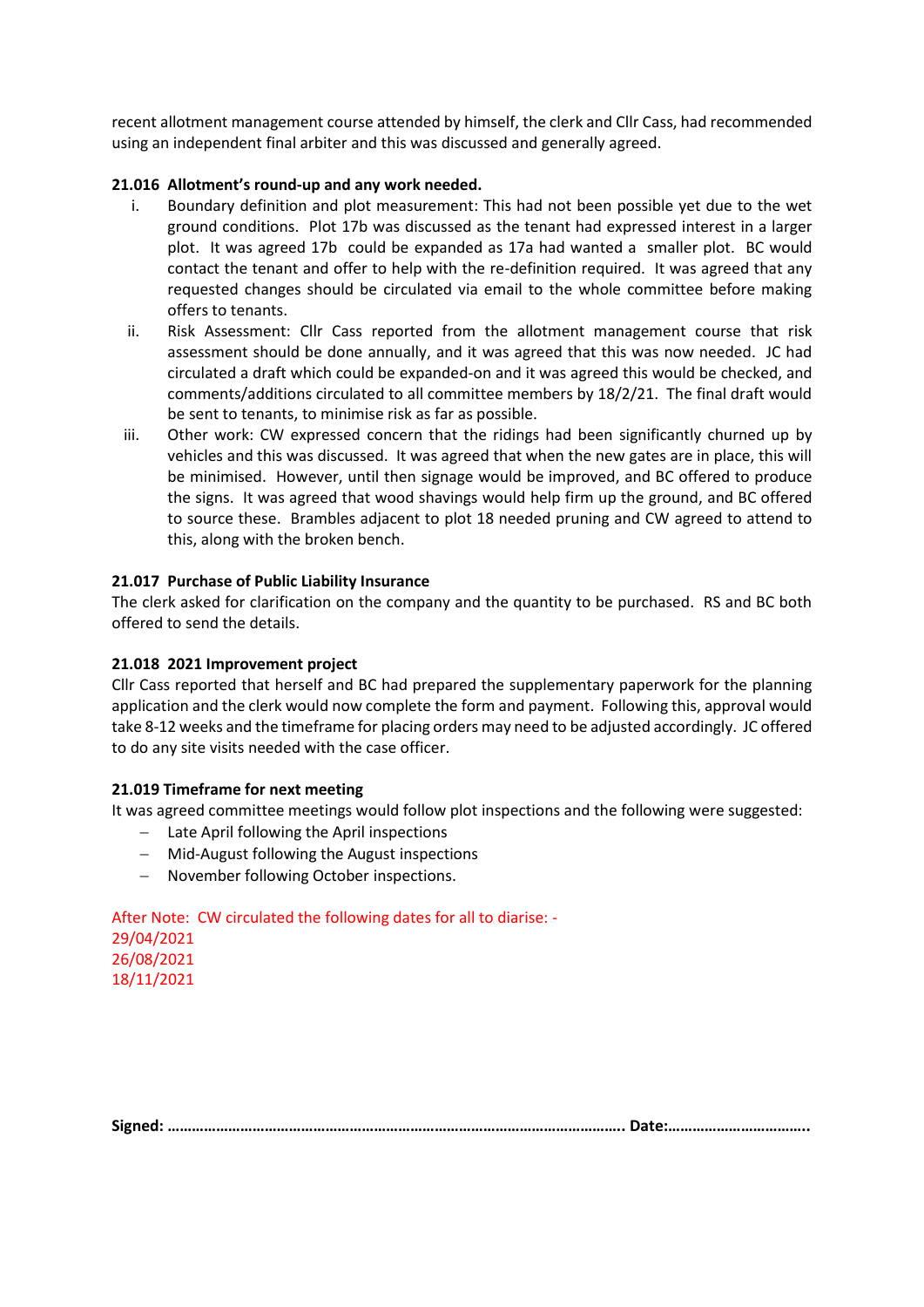recent allotment management course attended by himself, the clerk and Cllr Cass, had recommended using an independent final arbiter and this was discussed and generally agreed.

**21.016 Allotment's round-up and any work needed.**

i. Boundary definition and plot measurement: This had not been possible yet due to the wet ground conditions. Plot 17b was discussed as the tenant had expressed interest in a larger plot. It was agreed 17b could be expanded as 17a had wanted a smaller plot. BC would contact the tenant and offer to help with the re-definition required. It was agreed that any requested changes should be circulated via email to the whole committee before making offers to tenants.
ii. Risk Assessment: Cllr Cass reported from the allotment management course that risk assessment should be done annually, and it was agreed that this was now needed. JC had circulated a draft which could be expanded-on and it was agreed this would be checked, and comments/additions circulated to all committee members by 18/2/21. The final draft would be sent to tenants, to minimise risk as far as possible.
iii. Other work: CW expressed concern that the ridings had been significantly churned up by vehicles and this was discussed. It was agreed that when the new gates are in place, this will be minimised. However, until then signage would be improved, and BC offered to produce the signs. It was agreed that wood shavings would help firm up the ground, and BC offered to source these. Brambles adjacent to plot 18 needed pruning and CW agreed to attend to this, along with the broken bench.

**21.017 Purchase of Public Liability Insurance**

The clerk asked for clarification on the company and the quantity to be purchased. RS and BC both offered to send the details.

**21.018 2021 Improvement project**

Cllr Cass reported that herself and BC had prepared the supplementary paperwork for the planning application and the clerk would now complete the form and payment. Following this, approval would take 8-12 weeks and the timeframe for placing orders may need to be adjusted accordingly. JC offered to do any site visits needed with the case officer.

**21.019 Timeframe for next meeting**

It was agreed committee meetings would follow plot inspections and the following were suggested:

- Late April following the April inspections
- Mid-August following the August inspections
- November following October inspections.

After Note: CW circulated the following dates for all to diarise: -
29/04/2021
26/08/2021
18/11/2021

**Signed: ………………………………………………………………………………………………. Date:……………………………..**